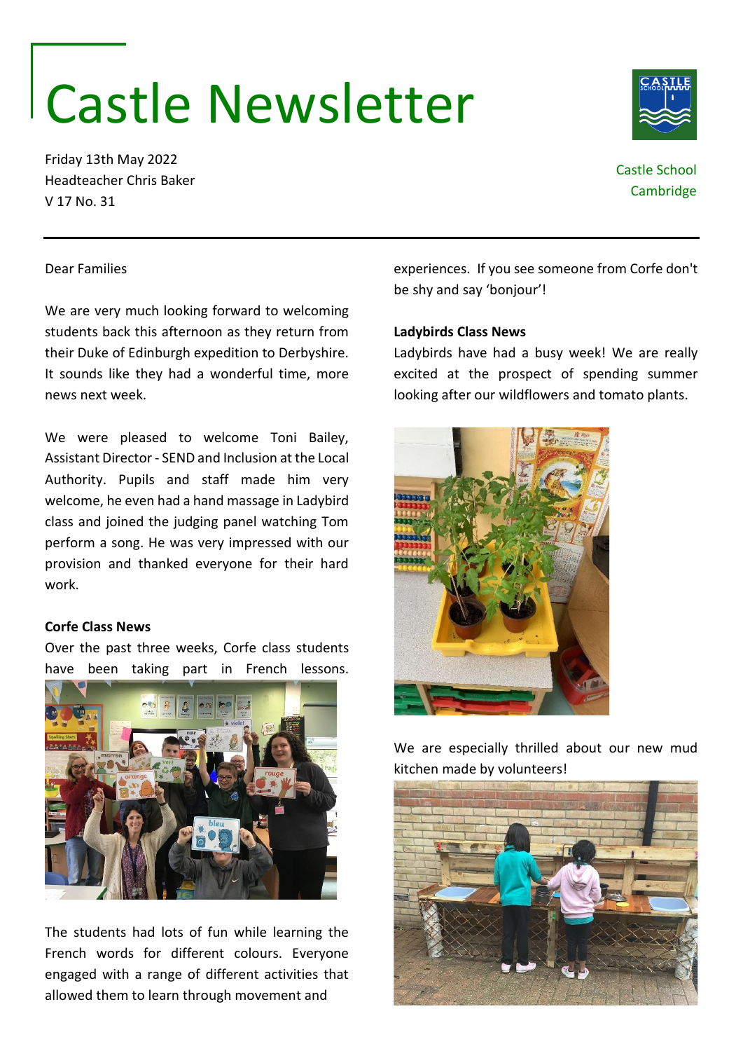# Castle Newsletter

Friday 13th May 2022
Headteacher Chris Baker
V 17 No. 31

Castle School
Cambridge

---

Dear Families

We are very much looking forward to welcoming students back this afternoon as they return from their Duke of Edinburgh expedition to Derbyshire. It sounds like they had a wonderful time, more news next week.

We were pleased to welcome Toni Bailey, Assistant Director - SEND and Inclusion at the Local Authority. Pupils and staff made him very welcome, he even had a hand massage in Ladybird class and joined the judging panel watching Tom perform a song. He was very impressed with our provision and thanked everyone for their hard work.

**Corfe Class News**

Over the past three weeks, Corfe class students have been taking part in French lessons.

The students had lots of fun while learning the French words for different colours. Everyone engaged with a range of different activities that allowed them to learn through movement and experiences. If you see someone from Corfe don't be shy and say 'bonjour'!

**Ladybirds Class News**

Ladybirds have had a busy week! We are really excited at the prospect of spending summer looking after our wildflowers and tomato plants.

We are especially thrilled about our new mud kitchen made by volunteers!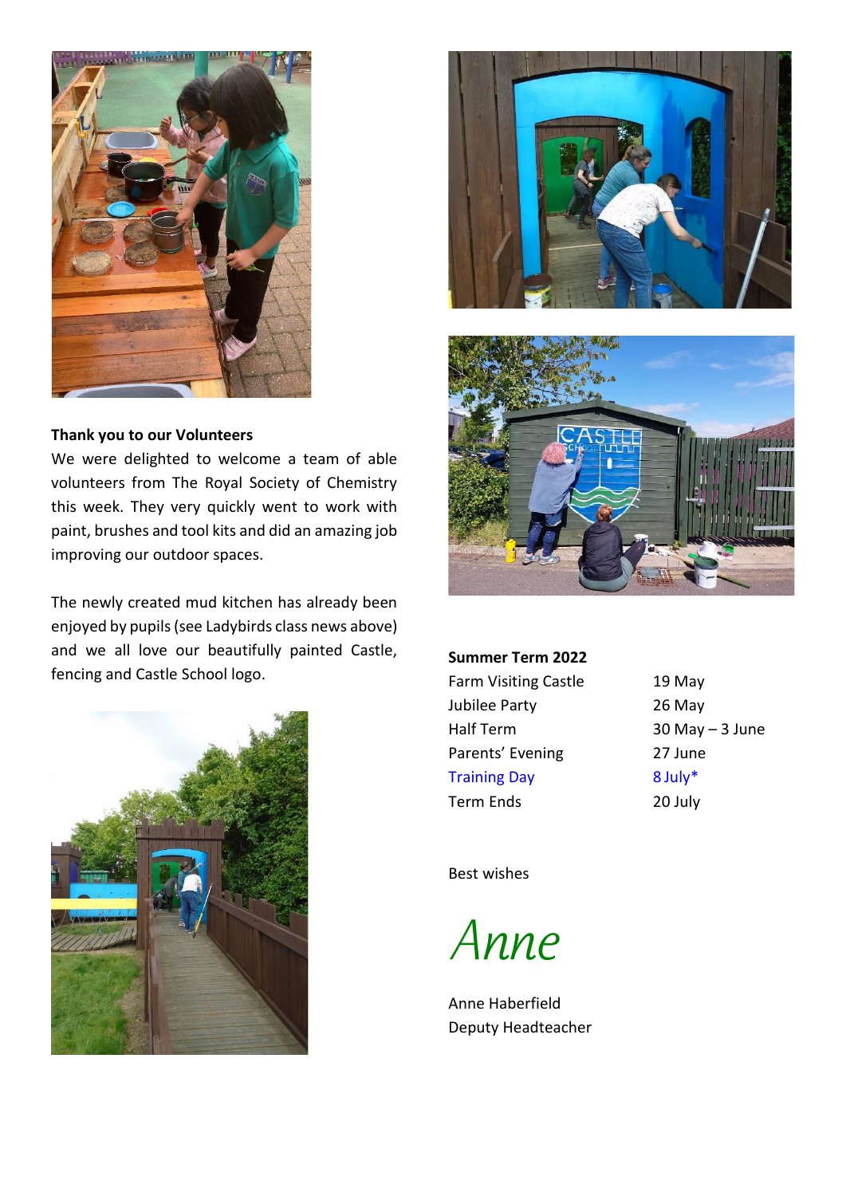**Thank you to our Volunteers**

We were delighted to welcome a team of able volunteers from The Royal Society of Chemistry this week. They very quickly went to work with paint, brushes and tool kits and did an amazing job improving our outdoor spaces.

The newly created mud kitchen has already been enjoyed by pupils (see Ladybirds class news above) and we all love our beautifully painted Castle, fencing and Castle School logo.

**Summer Term 2022**

| | |
|---|---|
| Farm Visiting Castle | 19 May |
| Jubilee Party | 26 May |
| Half Term | 30 May – 3 June |
| Parents' Evening | 27 June |
| Training Day | 8 July* |
| Term Ends | 20 July |

Best wishes

*Anne*

Anne Haberfield
Deputy Headteacher